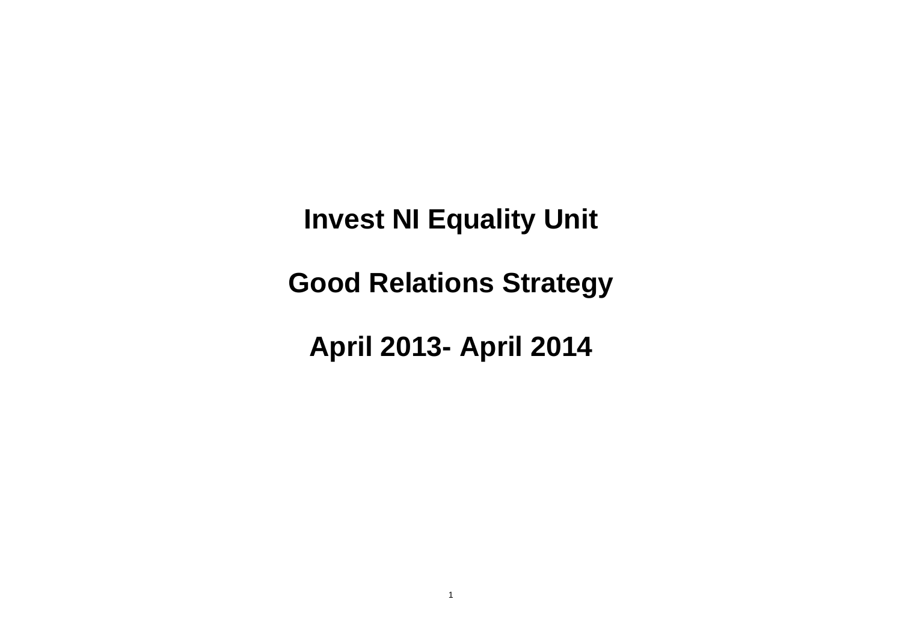# Invest NI Equality Unit

# Good Relations Strategy

# April 2013- April 2014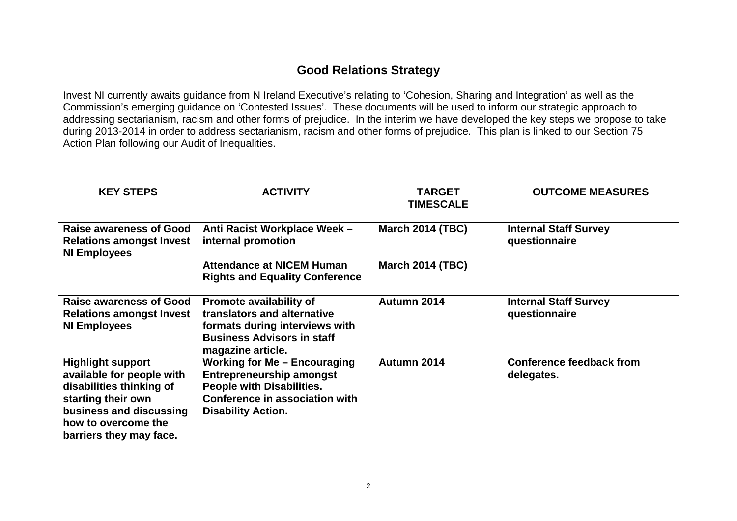## Good Relations Strategy

Invest NI currently awaits guidance from N Ireland Executive's relating to 'Cohesion, Sharing and Integration' as well as the Commission's emerging guidance on 'Contested Issues'. These documents will be used to inform our strategic approach to addressing sectarianism, racism and other forms of prejudice. In the interim we have developed the key steps we propose to take during 2013-2014 in order to address sectarianism, racism and other forms of prejudice. This plan is linked to our Section 75 Action Plan following our Audit of Inequalities.

| KEY STEPS | ACTIVITY | TARGET TIMESCALE | OUTCOME MEASURES |
|---|---|---|---|
| **Raise awareness of Good Relations amongst Invest NI Employees** | **Anti Racist Workplace Week – internal promotion**<br><br>**Attendance at NICEM Human Rights and Equality Conference** | **March 2014 (TBC)**<br><br>**March 2014 (TBC)** | **Internal Staff Survey questionnaire** |
| **Raise awareness of Good Relations amongst Invest NI Employees** | **Promote availability of translators and alternative formats during interviews with Business Advisors in staff magazine article.** | **Autumn 2014** | **Internal Staff Survey questionnaire** |
| **Highlight support available for people with disabilities thinking of starting their own business and discussing how to overcome the barriers they may face.** | **Working for Me – Encouraging Entrepreneurship amongst People with Disabilities. Conference in association with Disability Action.** | **Autumn 2014** | **Conference feedback from delegates.** |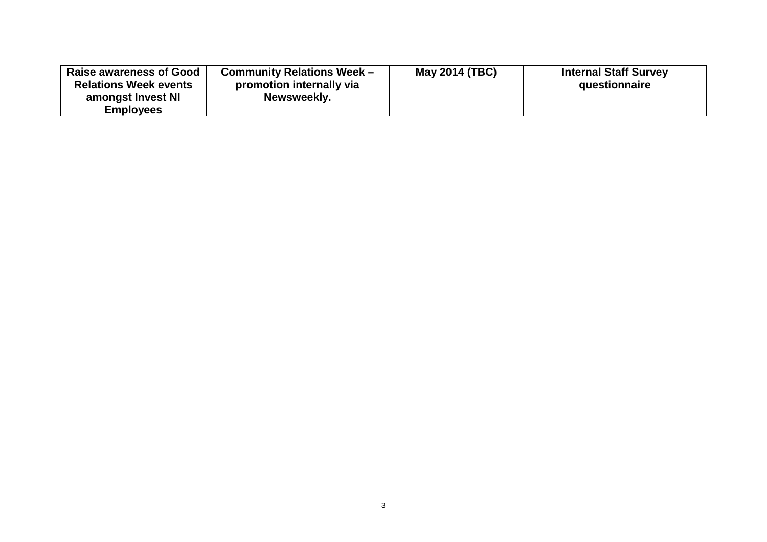| | | | |
|---|---|---|---|
| **Raise awareness of Good Relations Week events amongst Invest NI Employees** | **Community Relations Week – promotion internally via Newsweekly.** | **May 2014 (TBC)** | **Internal Staff Survey questionnaire** |